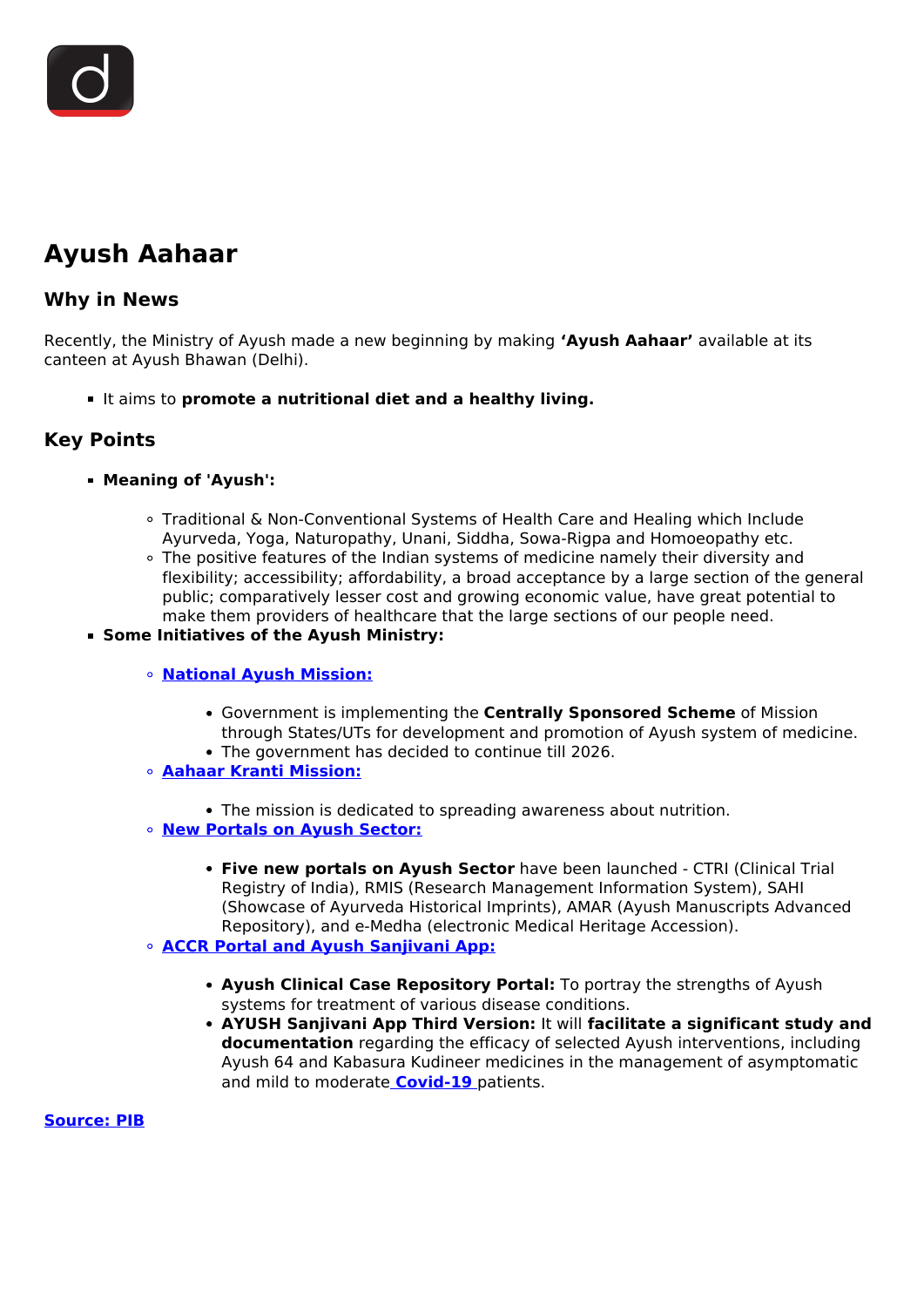# Ayush Aahaar

## Why in News

Recently, the Ministry of Ayush made a new beginning by making **'Ayush Aahaar'** available at its canteen at Ayush Bhawan (Delhi).

- It aims to **promote a nutritional diet and a healthy living.**

## Key Points

- **Meaning of 'Ayush':**
  - Traditional & Non-Conventional Systems of Health Care and Healing which Include Ayurveda, Yoga, Naturopathy, Unani, Siddha, Sowa-Rigpa and Homoeopathy etc.
  - The positive features of the Indian systems of medicine namely their diversity and flexibility; accessibility; affordability, a broad acceptance by a large section of the general public; comparatively lesser cost and growing economic value, have great potential to make them providers of healthcare that the large sections of our people need.
- **Some Initiatives of the Ayush Ministry:**
  - **National Ayush Mission:**
    - Government is implementing the **Centrally Sponsored Scheme** of Mission through States/UTs for development and promotion of Ayush system of medicine.
    - The government has decided to continue till 2026.
  - **Aahaar Kranti Mission:**
    - The mission is dedicated to spreading awareness about nutrition.
  - **New Portals on Ayush Sector:**
    - **Five new portals on Ayush Sector** have been launched - CTRI (Clinical Trial Registry of India), RMIS (Research Management Information System), SAHI (Showcase of Ayurveda Historical Imprints), AMAR (Ayush Manuscripts Advanced Repository), and e-Medha (electronic Medical Heritage Accession).
  - **ACCR Portal and Ayush Sanjivani App:**
    - **Ayush Clinical Case Repository Portal:** To portray the strengths of Ayush systems for treatment of various disease conditions.
    - **AYUSH Sanjivani App Third Version:** It will **facilitate a significant study and documentation** regarding the efficacy of selected Ayush interventions, including Ayush 64 and Kabasura Kudineer medicines in the management of asymptomatic and mild to moderate Covid-19 patients.

**Source: PIB**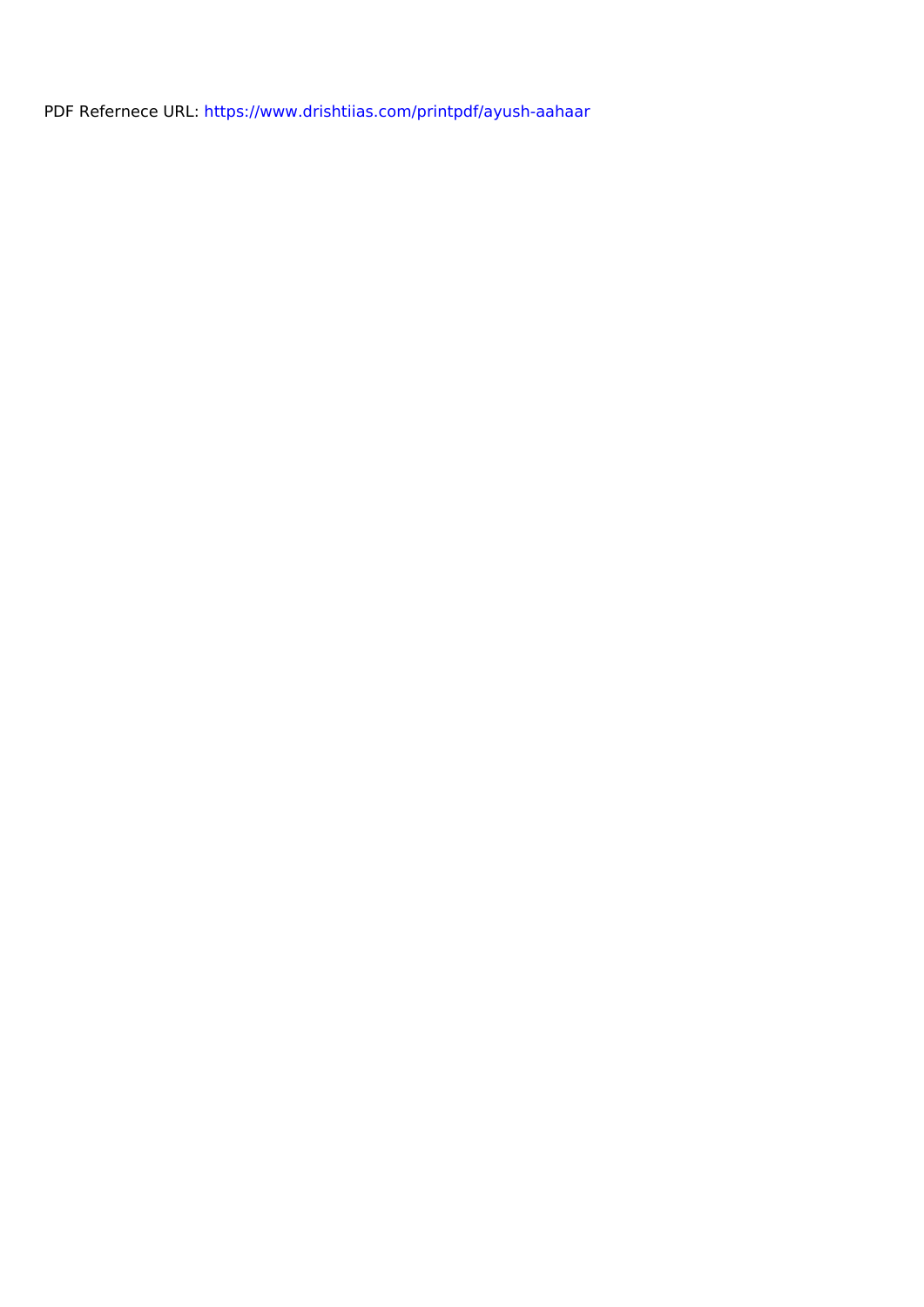PDF Refernece URL: https://www.drishtiias.com/printpdf/ayush-aahaar